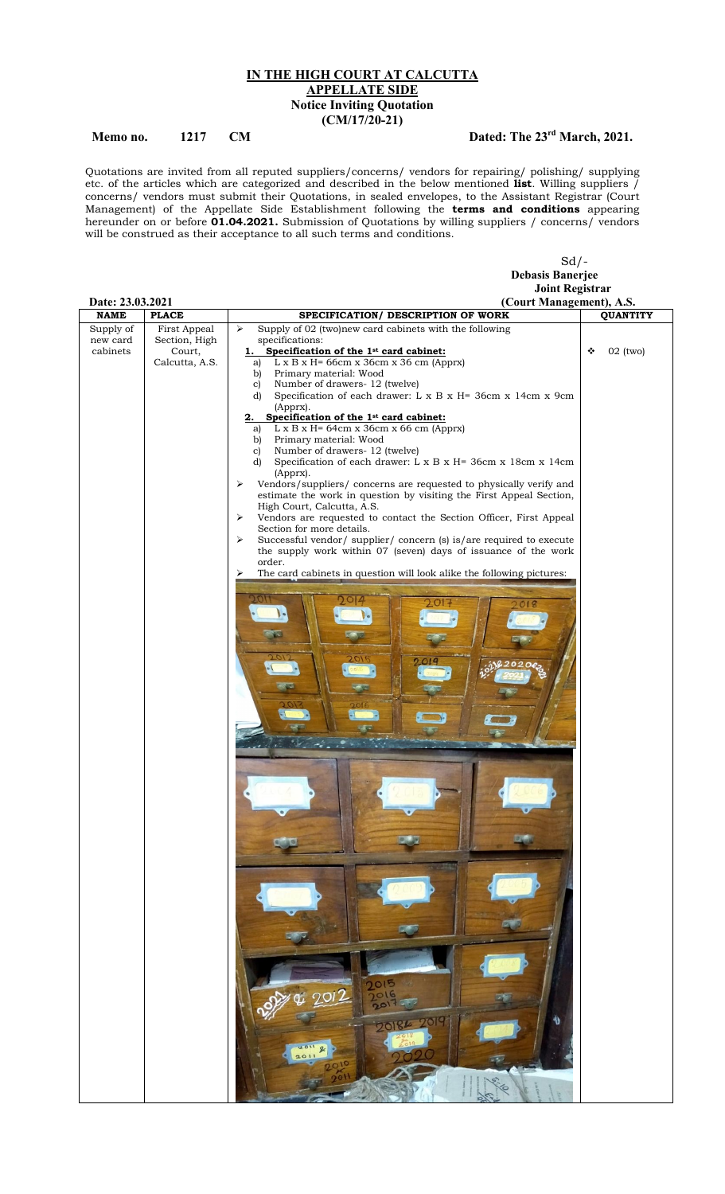**IN THE HIGH COURT AT CALCUTTA**
**APPELLATE SIDE**
**Notice Inviting Quotation**
**(CM/17/20-21)**

**Memo no. 1217 CM** **Dated: The 23rd March, 2021.**

Quotations are invited from all reputed suppliers/concerns/ vendors for repairing/ polishing/ supplying etc. of the articles which are categorized and described in the below mentioned **list**. Willing suppliers / concerns/ vendors must submit their Quotations, in sealed envelopes, to the Assistant Registrar (Court Management) of the Appellate Side Establishment following the **terms and conditions** appearing hereunder on or before **01.04.2021.** Submission of Quotations by willing suppliers / concerns/ vendors will be construed as their acceptance to all such terms and conditions.

Sd/-
**Debasis Banerjee**
**Joint Registrar**
**(Court Management), A.S.**

**Date: 23.03.2021**

| NAME | PLACE | SPECIFICATION/ DESCRIPTION OF WORK | QUANTITY |
|---|---|---|---|
| Supply of new card cabinets | First Appeal Section, High Court, Calcutta, A.S. | ➢ Supply of 02 (two)new card cabinets with the following specifications:<br>**1. Specification of the 1st card cabinet:**<br>a) L x B x H= 66cm x 36cm x 36 cm (Apprx)<br>b) Primary material: Wood<br>c) Number of drawers- 12 (twelve)<br>d) Specification of each drawer: L x B x H= 36cm x 14cm x 9cm (Apprx).<br>**2. Specification of the 1st card cabinet:**<br>a) L x B x H= 64cm x 36cm x 66 cm (Apprx)<br>b) Primary material: Wood<br>c) Number of drawers- 12 (twelve)<br>d) Specification of each drawer: L x B x H= 36cm x 18cm x 14cm (Apprx).<br>➢ Vendors/suppliers/ concerns are requested to physically verify and estimate the work in question by visiting the First Appeal Section, High Court, Calcutta, A.S.<br>➢ Vendors are requested to contact the Section Officer, First Appeal Section for more details.<br>➢ Successful vendor/ supplier/ concern (s) is/are required to execute the supply work within 07 (seven) days of issuance of the work order.<br>➢ The card cabinets in question will look alike the following pictures: | ❖ 02 (two) |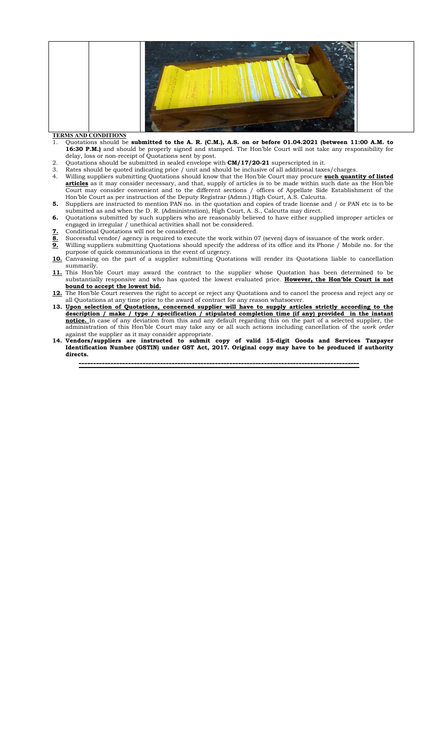| | | | |
|---|---|---|---|
| | | | |

**TERMS AND CONDITIONS**

1. Quotations should be **submitted to the A. R. (C.M.), A.S. on or before 01.04.2021 (between 11:00 A.M. to 16:30 P.M.)** and should be properly signed and stamped. The Hon'ble Court will not take any responsibility for delay, loss or non-receipt of Quotations sent by post.
2. Quotations should be submitted in sealed envelope with **CM/17/20-21** superscripted in it.
3. Rates should be quoted indicating price / unit and should be inclusive of all additional taxes/charges.
4. Willing suppliers submitting Quotations should know that the Hon'ble Court may procure **<u>such quantity of listed articles</u>** as it may consider necessary, and that, supply of articles is to be made within such date as the Hon'ble Court may consider convenient and to the different sections / offices of Appellate Side Establishment of the Hon'ble Court as per instruction of the Deputy Registrar (Admn.) High Court, A.S. Calcutta.
5. Suppliers are instructed to mention PAN no. in the quotation and copies of trade license and / or PAN etc is to be submitted as and when the D. R. (Administration), High Court, A. S., Calcutta may direct.
6. Quotations submitted by such suppliers who are reasonably believed to have either supplied improper articles or engaged in irregular / unethical activities shall not be considered.
7. Conditional Quotations will not be considered.
8. Successful vendor/ agency is required to execute the work within 07 (seven) days of issuance of the work order.
9. Willing suppliers submitting Quotations should specify the address of its office and its Phone / Mobile no. for the purpose of quick communications in the event of urgency.
10. Canvassing on the part of a supplier submitting Quotations will render its Quotations liable to cancellation summarily.
11. This Hon'ble Court may award the contract to the supplier whose Quotation has been determined to be substantially responsive and who has quoted the lowest evaluated price. **<u>However, the Hon'ble Court is not bound to accept the lowest bid.</u>**
12. The Hon'ble Court reserves the right to accept or reject any Quotations and to cancel the process and reject any or all Quotations at any time prior to the award of contract for any reason whatsoever.
13. **<u>Upon selection of Quotations, concerned supplier will have to supply articles strictly according to the description / make / type / specification / stipulated completion time (if any) provided in the instant notice.</u>** In case of any deviation from this and any default regarding this on the part of a selected supplier, the administration of this Hon'ble Court may take any or all such actions including cancellation of the *work order* against the supplier as it may consider appropriate.
14. **Vendors/suppliers are instructed to submit copy of valid 15-digit Goods and Services Taxpayer Identification Number (GSTIN) under GST Act, 2017. Original copy may have to be produced if authority directs.**

---